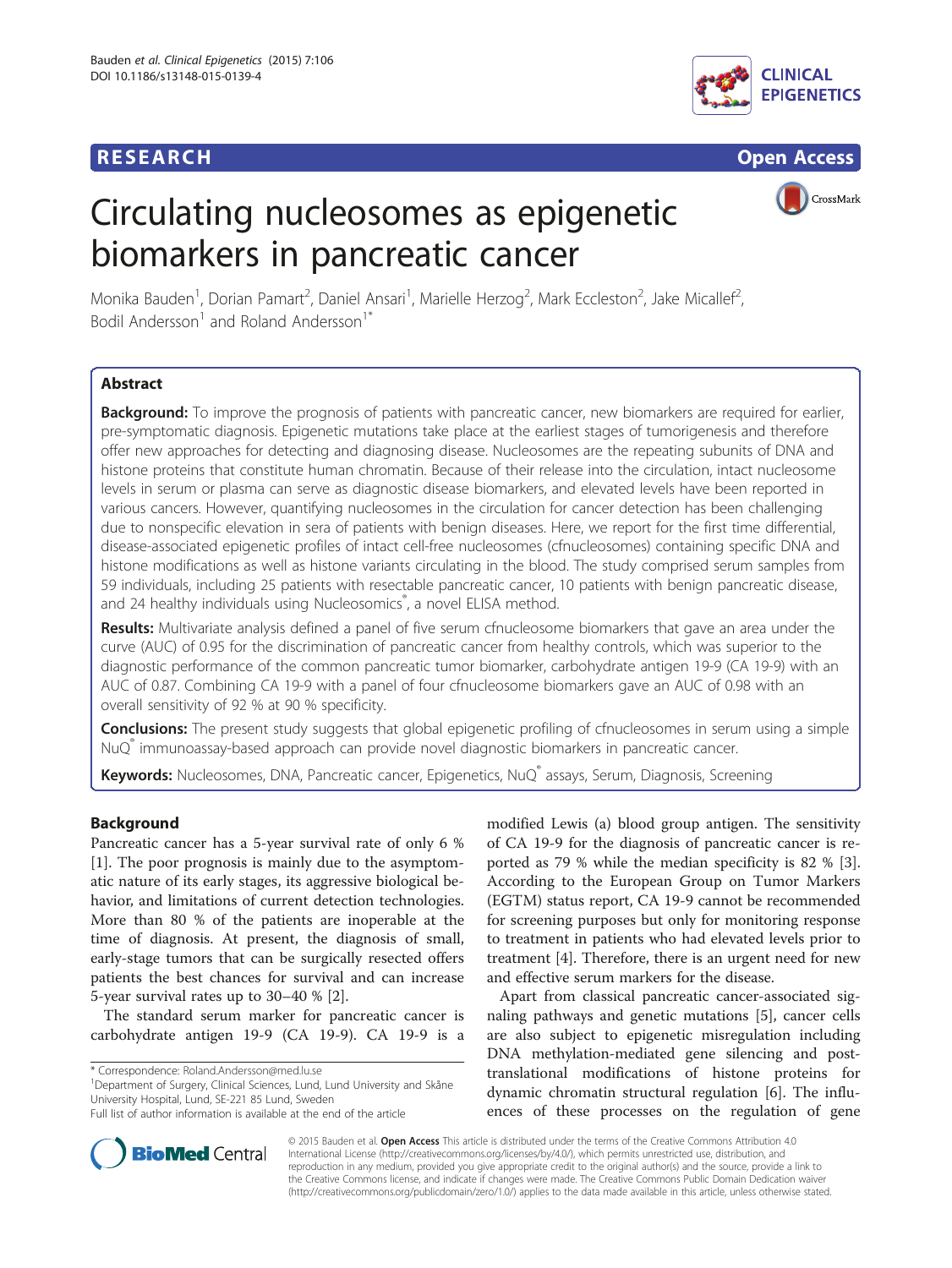RESEARCH

Open Access

# Circulating nucleosomes as epigenetic biomarkers in pancreatic cancer

Monika Bauden[1], Dorian Pamart[2], Daniel Ansari[1], Marielle Herzog[2], Mark Eccleston[2], Jake Micallef[2], Bodil Andersson[1] and Roland Andersson[1*]

## Abstract

**Background:** To improve the prognosis of patients with pancreatic cancer, new biomarkers are required for earlier, pre-symptomatic diagnosis. Epigenetic mutations take place at the earliest stages of tumorigenesis and therefore offer new approaches for detecting and diagnosing disease. Nucleosomes are the repeating subunits of DNA and histone proteins that constitute human chromatin. Because of their release into the circulation, intact nucleosome levels in serum or plasma can serve as diagnostic disease biomarkers, and elevated levels have been reported in various cancers. However, quantifying nucleosomes in the circulation for cancer detection has been challenging due to nonspecific elevation in sera of patients with benign diseases. Here, we report for the first time differential, disease-associated epigenetic profiles of intact cell-free nucleosomes (cfnucleosomes) containing specific DNA and histone modifications as well as histone variants circulating in the blood. The study comprised serum samples from 59 individuals, including 25 patients with resectable pancreatic cancer, 10 patients with benign pancreatic disease, and 24 healthy individuals using Nucleosomics®, a novel ELISA method.

**Results:** Multivariate analysis defined a panel of five serum cfnucleosome biomarkers that gave an area under the curve (AUC) of 0.95 for the discrimination of pancreatic cancer from healthy controls, which was superior to the diagnostic performance of the common pancreatic tumor biomarker, carbohydrate antigen 19-9 (CA 19-9) with an AUC of 0.87. Combining CA 19-9 with a panel of four cfnucleosome biomarkers gave an AUC of 0.98 with an overall sensitivity of 92 % at 90 % specificity.

**Conclusions:** The present study suggests that global epigenetic profiling of cfnucleosomes in serum using a simple NuQ® immunoassay-based approach can provide novel diagnostic biomarkers in pancreatic cancer.

**Keywords:** Nucleosomes, DNA, Pancreatic cancer, Epigenetics, NuQ® assays, Serum, Diagnosis, Screening

## Background

Pancreatic cancer has a 5-year survival rate of only 6 % [1]. The poor prognosis is mainly due to the asymptomatic nature of its early stages, its aggressive biological behavior, and limitations of current detection technologies. More than 80 % of the patients are inoperable at the time of diagnosis. At present, the diagnosis of small, early-stage tumors that can be surgically resected offers patients the best chances for survival and can increase 5-year survival rates up to 30–40 % [2].

The standard serum marker for pancreatic cancer is carbohydrate antigen 19-9 (CA 19-9). CA 19-9 is a modified Lewis (a) blood group antigen. The sensitivity of CA 19-9 for the diagnosis of pancreatic cancer is reported as 79 % while the median specificity is 82 % [3]. According to the European Group on Tumor Markers (EGTM) status report, CA 19-9 cannot be recommended for screening purposes but only for monitoring response to treatment in patients who had elevated levels prior to treatment [4]. Therefore, there is an urgent need for new and effective serum markers for the disease.

Apart from classical pancreatic cancer-associated signaling pathways and genetic mutations [5], cancer cells are also subject to epigenetic misregulation including DNA methylation-mediated gene silencing and post-translational modifications of histone proteins for dynamic chromatin structural regulation [6]. The influences of these processes on the regulation of gene

\* Correspondence: Roland.Andersson@med.lu.se
[1]Department of Surgery, Clinical Sciences, Lund, Lund University and Skåne University Hospital, Lund, SE-221 85 Lund, Sweden
Full list of author information is available at the end of the article

© 2015 Bauden et al. **Open Access** This article is distributed under the terms of the Creative Commons Attribution 4.0 International License (http://creativecommons.org/licenses/by/4.0/), which permits unrestricted use, distribution, and reproduction in any medium, provided you give appropriate credit to the original author(s) and the source, provide a link to the Creative Commons license, and indicate if changes were made. The Creative Commons Public Domain Dedication waiver (http://creativecommons.org/publicdomain/zero/1.0/) applies to the data made available in this article, unless otherwise stated.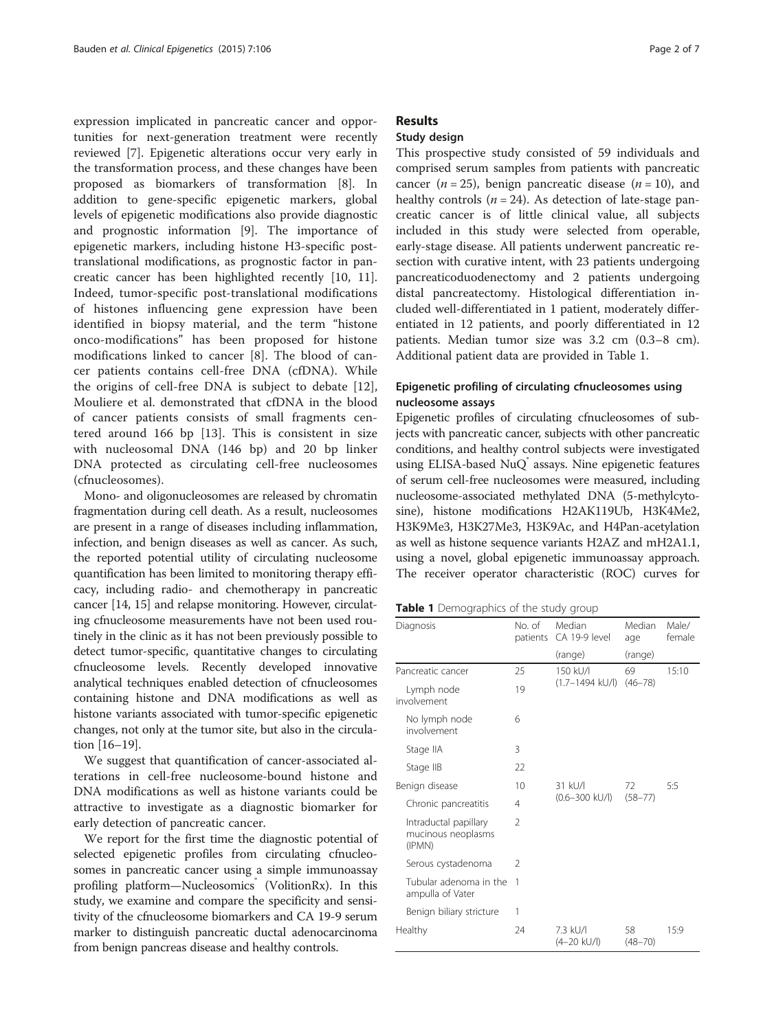expression implicated in pancreatic cancer and opportunities for next-generation treatment were recently reviewed [7]. Epigenetic alterations occur very early in the transformation process, and these changes have been proposed as biomarkers of transformation [8]. In addition to gene-specific epigenetic markers, global levels of epigenetic modifications also provide diagnostic and prognostic information [9]. The importance of epigenetic markers, including histone H3-specific post-translational modifications, as prognostic factor in pancreatic cancer has been highlighted recently [10, 11]. Indeed, tumor-specific post-translational modifications of histones influencing gene expression have been identified in biopsy material, and the term "histone onco-modifications" has been proposed for histone modifications linked to cancer [8]. The blood of cancer patients contains cell-free DNA (cfDNA). While the origins of cell-free DNA is subject to debate [12], Mouliere et al. demonstrated that cfDNA in the blood of cancer patients consists of small fragments centered around 166 bp [13]. This is consistent in size with nucleosomal DNA (146 bp) and 20 bp linker DNA protected as circulating cell-free nucleosomes (cfnucleosomes).

Mono- and oligonucleosomes are released by chromatin fragmentation during cell death. As a result, nucleosomes are present in a range of diseases including inflammation, infection, and benign diseases as well as cancer. As such, the reported potential utility of circulating nucleosome quantification has been limited to monitoring therapy efficacy, including radio- and chemotherapy in pancreatic cancer [14, 15] and relapse monitoring. However, circulating cfnucleosome measurements have not been used routinely in the clinic as it has not been previously possible to detect tumor-specific, quantitative changes to circulating cfnucleosome levels. Recently developed innovative analytical techniques enabled detection of cfnucleosomes containing histone and DNA modifications as well as histone variants associated with tumor-specific epigenetic changes, not only at the tumor site, but also in the circulation [16–19].

We suggest that quantification of cancer-associated alterations in cell-free nucleosome-bound histone and DNA modifications as well as histone variants could be attractive to investigate as a diagnostic biomarker for early detection of pancreatic cancer.

We report for the first time the diagnostic potential of selected epigenetic profiles from circulating cfnucleosomes in pancreatic cancer using a simple immunoassay profiling platform—Nucleosomics® (VolitionRx). In this study, we examine and compare the specificity and sensitivity of the cfnucleosome biomarkers and CA 19-9 serum marker to distinguish pancreatic ductal adenocarcinoma from benign pancreas disease and healthy controls.

## Results

### Study design

This prospective study consisted of 59 individuals and comprised serum samples from patients with pancreatic cancer ($n = 25$), benign pancreatic disease ($n = 10$), and healthy controls ($n = 24$). As detection of late-stage pancreatic cancer is of little clinical value, all subjects included in this study were selected from operable, early-stage disease. All patients underwent pancreatic resection with curative intent, with 23 patients undergoing pancreaticoduodenectomy and 2 patients undergoing distal pancreatectomy. Histological differentiation included well-differentiated in 1 patient, moderately differentiated in 12 patients, and poorly differentiated in 12 patients. Median tumor size was 3.2 cm (0.3–8 cm). Additional patient data are provided in Table 1.

### Epigenetic profiling of circulating cfnucleosomes using nucleosome assays

Epigenetic profiles of circulating cfnucleosomes of subjects with pancreatic cancer, subjects with other pancreatic conditions, and healthy control subjects were investigated using ELISA-based NuQ® assays. Nine epigenetic features of serum cell-free nucleosomes were measured, including nucleosome-associated methylated DNA (5-methylcytosine), histone modifications H2AK119Ub, H3K4Me2, H3K9Me3, H3K27Me3, H3K9Ac, and H4Pan-acetylation as well as histone sequence variants H2AZ and mH2A1.1, using a novel, global epigenetic immunoassay approach. The receiver operator characteristic (ROC) curves for

**Table 1** Demographics of the study group

| Diagnosis | No. of patients | Median CA 19-9 level (range) | Median age (range) | Male/female |
|---|---|---|---|---|
| Pancreatic cancer | 25 | 150 kU/l (1.7–1494 kU/l) | 69 (46–78) | 15:10 |
| Lymph node involvement | 19 | | | |
| No lymph node involvement | 6 | | | |
| Stage IIA | 3 | | | |
| Stage IIB | 22 | | | |
| Benign disease | 10 | 31 kU/l (0.6–300 kU/l) | 72 (58–77) | 5:5 |
| Chronic pancreatitis | 4 | | | |
| Intraductal papillary mucinous neoplasms (IPMN) | 2 | | | |
| Serous cystadenoma | 2 | | | |
| Tubular adenoma in the ampulla of Vater | 1 | | | |
| Benign biliary stricture | 1 | | | |
| Healthy | 24 | 7.3 kU/l (4–20 kU/l) | 58 (48–70) | 15:9 |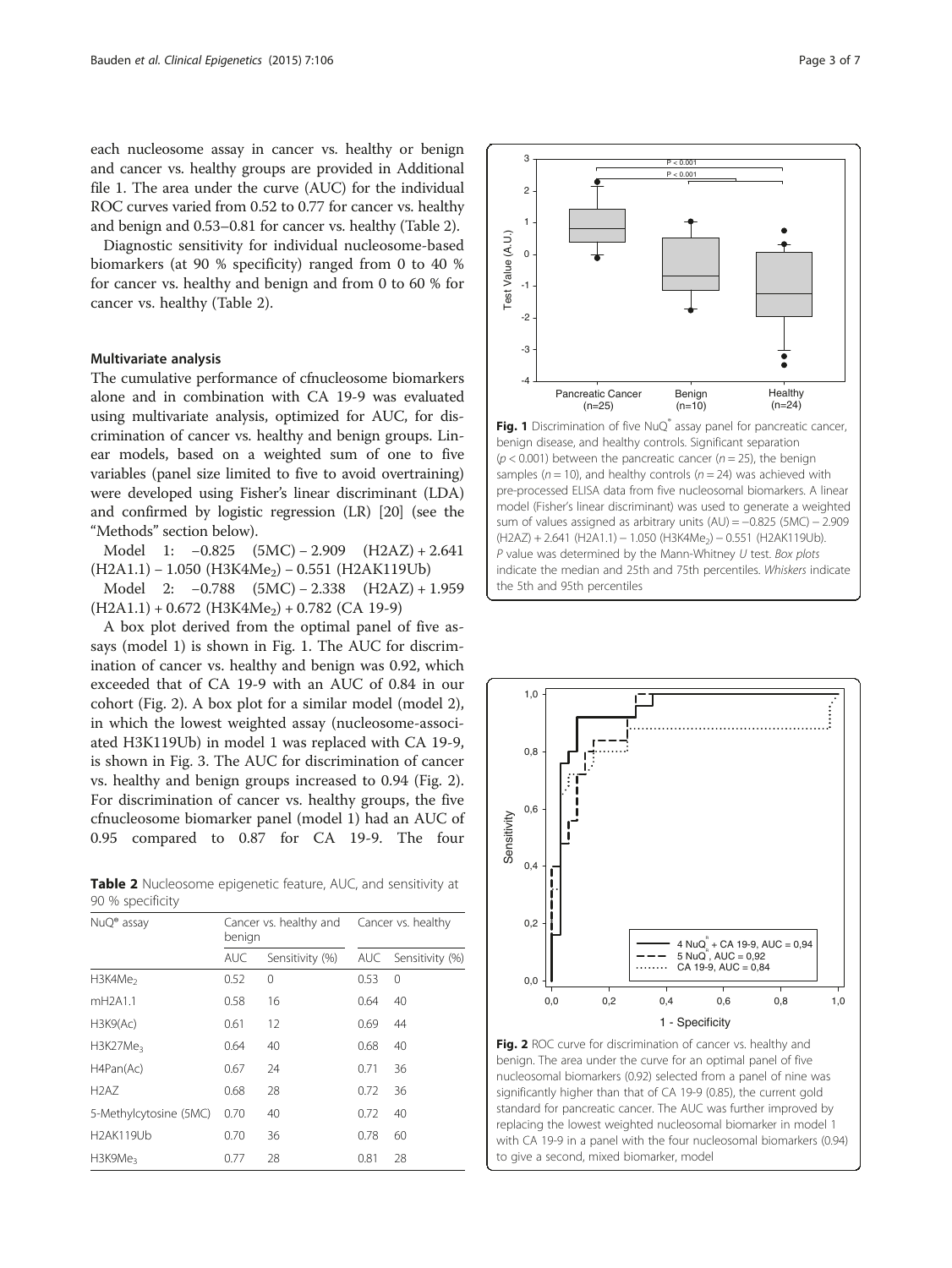each nucleosome assay in cancer vs. healthy or benign and cancer vs. healthy groups are provided in Additional file 1. The area under the curve (AUC) for the individual ROC curves varied from 0.52 to 0.77 for cancer vs. healthy and benign and 0.53–0.81 for cancer vs. healthy (Table 2).

Diagnostic sensitivity for individual nucleosome-based biomarkers (at 90 % specificity) ranged from 0 to 40 % for cancer vs. healthy and benign and from 0 to 60 % for cancer vs. healthy (Table 2).

### Multivariate analysis

The cumulative performance of cfnucleosome biomarkers alone and in combination with CA 19-9 was evaluated using multivariate analysis, optimized for AUC, for discrimination of cancer vs. healthy and benign groups. Linear models, based on a weighted sum of one to five variables (panel size limited to five to avoid overtraining) were developed using Fisher's linear discriminant (LDA) and confirmed by logistic regression (LR) [20] (see the "Methods" section below).

Model 1: −0.825 (5MC) − 2.909 (H2AZ) + 2.641 (H2A1.1) − 1.050 ($H3K4Me_2$) − 0.551 (H2AK119Ub)

Model 2: −0.788 (5MC) − 2.338 (H2AZ) + 1.959 (H2A1.1) + 0.672 ($H3K4Me_2$) + 0.782 (CA 19-9)

A box plot derived from the optimal panel of five assays (model 1) is shown in Fig. 1. The AUC for discrimination of cancer vs. healthy and benign was 0.92, which exceeded that of CA 19-9 with an AUC of 0.84 in our cohort (Fig. 2). A box plot for a similar model (model 2), in which the lowest weighted assay (nucleosome-associated H3K119Ub) in model 1 was replaced with CA 19-9, is shown in Fig. 3. The AUC for discrimination of cancer vs. healthy and benign groups increased to 0.94 (Fig. 2). For discrimination of cancer vs. healthy groups, the five cfnucleosome biomarker panel (model 1) had an AUC of 0.95 compared to 0.87 for CA 19-9. The four

**Table 2** Nucleosome epigenetic feature, AUC, and sensitivity at 90 % specificity

| NuQ® assay | Cancer vs. healthy and benign | | Cancer vs. healthy | |
|---|---|---|---|---|
| | AUC | Sensitivity (%) | AUC | Sensitivity (%) |
| $H3K4Me_2$ | 0.52 | 0 | 0.53 | 0 |
| mH2A1.1 | 0.58 | 16 | 0.64 | 40 |
| H3K9(Ac) | 0.61 | 12 | 0.69 | 44 |
| $H3K27Me_3$ | 0.64 | 40 | 0.68 | 40 |
| H4Pan(Ac) | 0.67 | 24 | 0.71 | 36 |
| H2AZ | 0.68 | 28 | 0.72 | 36 |
| 5-Methylcytosine (5MC) | 0.70 | 40 | 0.72 | 40 |
| H2AK119Ub | 0.70 | 36 | 0.78 | 60 |
| $H3K9Me_3$ | 0.77 | 28 | 0.81 | 28 |

**Fig. 1** Discrimination of five NuQ® assay panel for pancreatic cancer, benign disease, and healthy controls. Significant separation ($p < 0.001$) between the pancreatic cancer ($n = 25$), the benign samples ($n = 10$), and healthy controls ($n = 24$) was achieved with pre-processed ELISA data from five nucleosomal biomarkers. A linear model (Fisher's linear discriminant) was used to generate a weighted sum of values assigned as arbitrary units (AU) = −0.825 (5MC) − 2.909 (H2AZ) + 2.641 (H2A1.1) − 1.050 ($H3K4Me_2$) − 0.551 (H2AK119Ub). *P* value was determined by the Mann-Whitney *U* test. *Box plots* indicate the median and 25th and 75th percentiles. *Whiskers* indicate the 5th and 95th percentiles

**Fig. 2** ROC curve for discrimination of cancer vs. healthy and benign. The area under the curve for an optimal panel of five nucleosomal biomarkers (0.92) selected from a panel of nine was significantly higher than that of CA 19-9 (0.85), the current gold standard for pancreatic cancer. The AUC was further improved by replacing the lowest weighted nucleosomal biomarker in model 1 with CA 19-9 in a panel with the four nucleosomal biomarkers (0.94) to give a second, mixed biomarker, model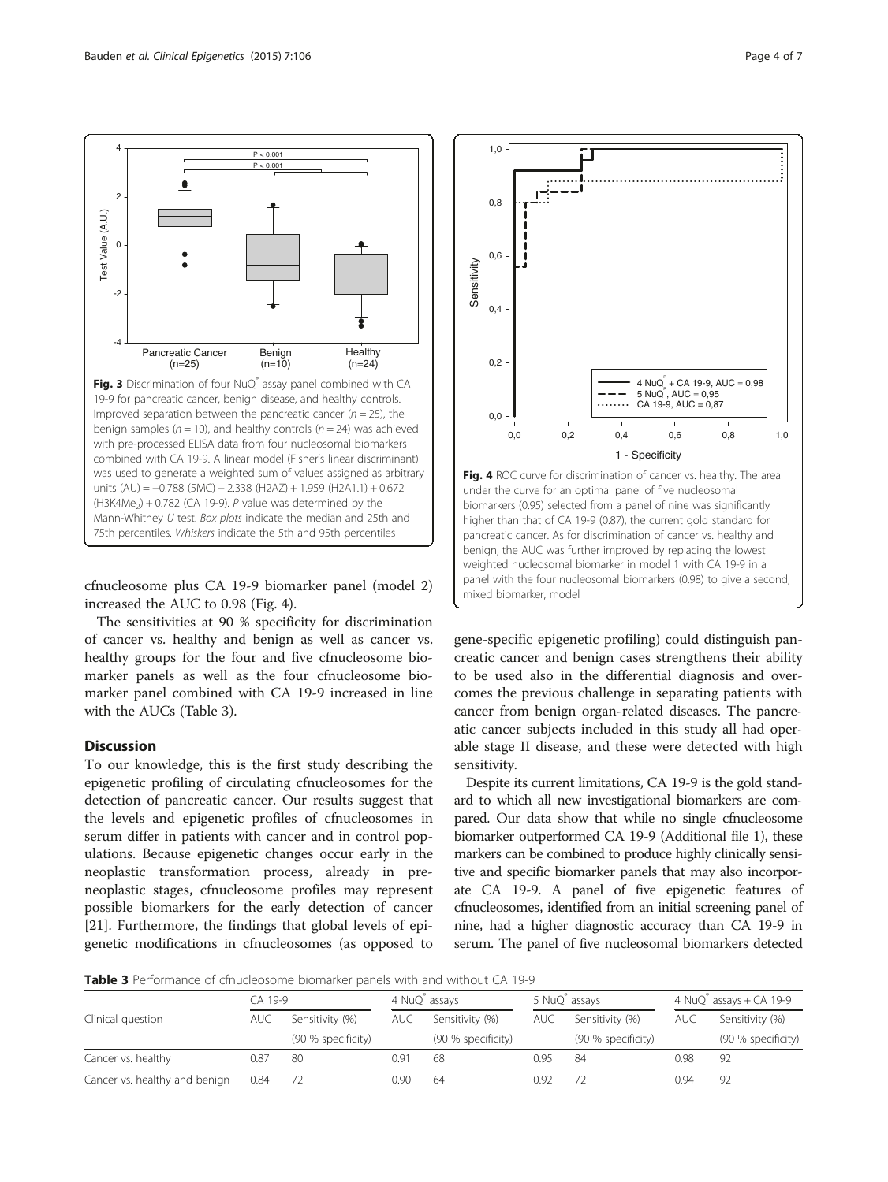Fig. 3 Discrimination of four NuQ® assay panel combined with CA 19-9 for pancreatic cancer, benign disease, and healthy controls. Improved separation between the pancreatic cancer ($n = 25$), the benign samples ($n = 10$), and healthy controls ($n = 24$) was achieved with pre-processed ELISA data from four nucleosomal biomarkers combined with CA 19-9. A linear model (Fisher's linear discriminant) was used to generate a weighted sum of values assigned as arbitrary units (AU) = −0.788 (5MC) − 2.338 (H2AZ) + 1.959 (H2A1.1) + 0.672 ($H3K4Me_2$) + 0.782 (CA 19-9). *P* value was determined by the Mann-Whitney *U* test. *Box plots* indicate the median and 25th and 75th percentiles. *Whiskers* indicate the 5th and 95th percentiles

Fig. 4 ROC curve for discrimination of cancer vs. healthy. The area under the curve for an optimal panel of five nucleosomal biomarkers (0.95) selected from a panel of nine was significantly higher than that of CA 19-9 (0.87), the current gold standard for pancreatic cancer. As for discrimination of cancer vs. healthy and benign, the AUC was further improved by replacing the lowest weighted nucleosomal biomarker in model 1 with CA 19-9 in a panel with the four nucleosomal biomarkers (0.98) to give a second, mixed biomarker, model

cfnucleosome plus CA 19-9 biomarker panel (model 2) increased the AUC to 0.98 (Fig. 4).

The sensitivities at 90 % specificity for discrimination of cancer vs. healthy and benign as well as cancer vs. healthy groups for the four and five cfnucleosome biomarker panels as well as the four cfnucleosome biomarker panel combined with CA 19-9 increased in line with the AUCs (Table 3).

## Discussion

To our knowledge, this is the first study describing the epigenetic profiling of circulating cfnucleosomes for the detection of pancreatic cancer. Our results suggest that the levels and epigenetic profiles of cfnucleosomes in serum differ in patients with cancer and in control populations. Because epigenetic changes occur early in the neoplastic transformation process, already in preneoplastic stages, cfnucleosome profiles may represent possible biomarkers for the early detection of cancer [21]. Furthermore, the findings that global levels of epigenetic modifications in cfnucleosomes (as opposed to gene-specific epigenetic profiling) could distinguish pancreatic cancer and benign cases strengthens their ability to be used also in the differential diagnosis and overcomes the previous challenge in separating patients with cancer from benign organ-related diseases. The pancreatic cancer subjects included in this study all had operable stage II disease, and these were detected with high sensitivity.

Despite its current limitations, CA 19-9 is the gold standard to which all new investigational biomarkers are compared. Our data show that while no single cfnucleosome biomarker outperformed CA 19-9 (Additional file 1), these markers can be combined to produce highly clinically sensitive and specific biomarker panels that may also incorporate CA 19-9. A panel of five epigenetic features of cfnucleosomes, identified from an initial screening panel of nine, had a higher diagnostic accuracy than CA 19-9 in serum. The panel of five nucleosomal biomarkers detected

**Table 3** Performance of cfnucleosome biomarker panels with and without CA 19-9

| Clinical question | CA 19-9 | | 4 NuQ® assays | | 5 NuQ® assays | | 4 NuQ® assays + CA 19-9 | |
|---|---|---|---|---|---|---|---|---|
| | AUC | Sensitivity (%) (90 % specificity) | AUC | Sensitivity (%) (90 % specificity) | AUC | Sensitivity (%) (90 % specificity) | AUC | Sensitivity (%) (90 % specificity) |
| Cancer vs. healthy | 0.87 | 80 | 0.91 | 68 | 0.95 | 84 | 0.98 | 92 |
| Cancer vs. healthy and benign | 0.84 | 72 | 0.90 | 64 | 0.92 | 72 | 0.94 | 92 |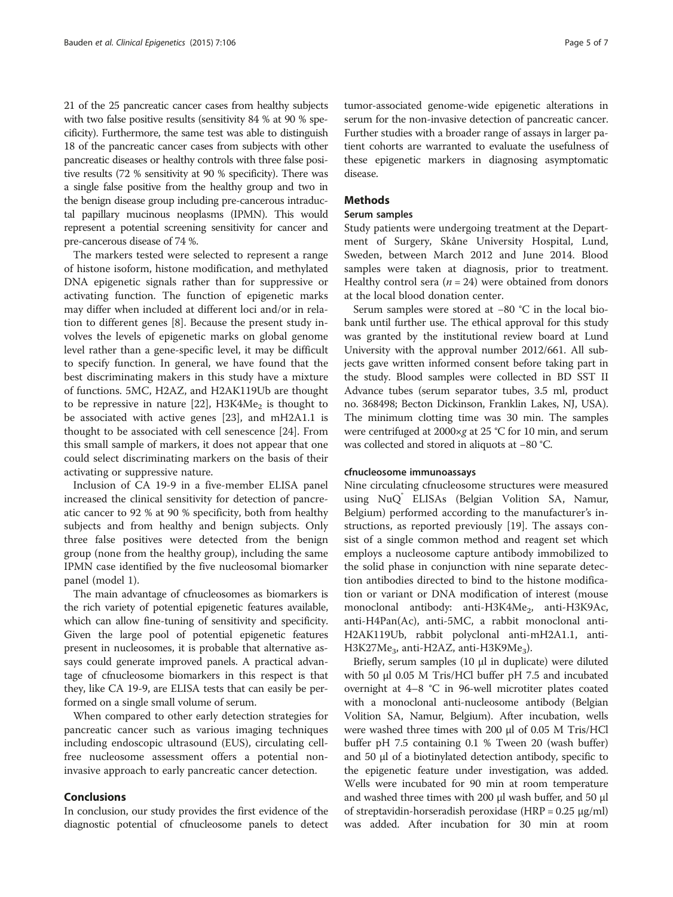21 of the 25 pancreatic cancer cases from healthy subjects with two false positive results (sensitivity 84 % at 90 % specificity). Furthermore, the same test was able to distinguish 18 of the pancreatic cancer cases from subjects with other pancreatic diseases or healthy controls with three false positive results (72 % sensitivity at 90 % specificity). There was a single false positive from the healthy group and two in the benign disease group including pre-cancerous intraductal papillary mucinous neoplasms (IPMN). This would represent a potential screening sensitivity for cancer and pre-cancerous disease of 74 %.

The markers tested were selected to represent a range of histone isoform, histone modification, and methylated DNA epigenetic signals rather than for suppressive or activating function. The function of epigenetic marks may differ when included at different loci and/or in relation to different genes [8]. Because the present study involves the levels of epigenetic marks on global genome level rather than a gene-specific level, it may be difficult to specify function. In general, we have found that the best discriminating makers in this study have a mixture of functions. 5MC, H2AZ, and H2AK119Ub are thought to be repressive in nature [22], $H3K4Me_2$ is thought to be associated with active genes [23], and mH2A1.1 is thought to be associated with cell senescence [24]. From this small sample of markers, it does not appear that one could select discriminating markers on the basis of their activating or suppressive nature.

Inclusion of CA 19-9 in a five-member ELISA panel increased the clinical sensitivity for detection of pancreatic cancer to 92 % at 90 % specificity, both from healthy subjects and from healthy and benign subjects. Only three false positives were detected from the benign group (none from the healthy group), including the same IPMN case identified by the five nucleosomal biomarker panel (model 1).

The main advantage of cfnucleosomes as biomarkers is the rich variety of potential epigenetic features available, which can allow fine-tuning of sensitivity and specificity. Given the large pool of potential epigenetic features present in nucleosomes, it is probable that alternative assays could generate improved panels. A practical advantage of cfnucleosome biomarkers in this respect is that they, like CA 19-9, are ELISA tests that can easily be performed on a single small volume of serum.

When compared to other early detection strategies for pancreatic cancer such as various imaging techniques including endoscopic ultrasound (EUS), circulating cell-free nucleosome assessment offers a potential non-invasive approach to early pancreatic cancer detection.

## Conclusions

In conclusion, our study provides the first evidence of the diagnostic potential of cfnucleosome panels to detect tumor-associated genome-wide epigenetic alterations in serum for the non-invasive detection of pancreatic cancer. Further studies with a broader range of assays in larger patient cohorts are warranted to evaluate the usefulness of these epigenetic markers in diagnosing asymptomatic disease.

## Methods

### Serum samples

Study patients were undergoing treatment at the Department of Surgery, Skåne University Hospital, Lund, Sweden, between March 2012 and June 2014. Blood samples were taken at diagnosis, prior to treatment. Healthy control sera ($n = 24$) were obtained from donors at the local blood donation center.

Serum samples were stored at −80 °C in the local biobank until further use. The ethical approval for this study was granted by the institutional review board at Lund University with the approval number 2012/661. All subjects gave written informed consent before taking part in the study. Blood samples were collected in BD SST II Advance tubes (serum separator tubes, 3.5 ml, product no. 368498; Becton Dickinson, Franklin Lakes, NJ, USA). The minimum clotting time was 30 min. The samples were centrifuged at 2000×*g* at 25 °C for 10 min, and serum was collected and stored in aliquots at −80 °C.

#### cfnucleosome immunoassays

Nine circulating cfnucleosome structures were measured using NuQ® ELISAs (Belgian Volition SA, Namur, Belgium) performed according to the manufacturer's instructions, as reported previously [19]. The assays consist of a single common method and reagent set which employs a nucleosome capture antibody immobilized to the solid phase in conjunction with nine separate detection antibodies directed to bind to the histone modification or variant or DNA modification of interest (mouse monoclonal antibody: anti-$H3K4Me_2$, anti-H3K9Ac, anti-H4Pan(Ac), anti-5MC, a rabbit monoclonal anti-H2AK119Ub, rabbit polyclonal anti-mH2A1.1, anti-$H3K27Me_3$, anti-H2AZ, anti-$H3K9Me_3$).

Briefly, serum samples (10 μl in duplicate) were diluted with 50 μl 0.05 M Tris/HCl buffer pH 7.5 and incubated overnight at 4–8 °C in 96-well microtiter plates coated with a monoclonal anti-nucleosome antibody (Belgian Volition SA, Namur, Belgium). After incubation, wells were washed three times with 200 μl of 0.05 M Tris/HCl buffer pH 7.5 containing 0.1 % Tween 20 (wash buffer) and 50 μl of a biotinylated detection antibody, specific to the epigenetic feature under investigation, was added. Wells were incubated for 90 min at room temperature and washed three times with 200 μl wash buffer, and 50 μl of streptavidin-horseradish peroxidase (HRP = 0.25 μg/ml) was added. After incubation for 30 min at room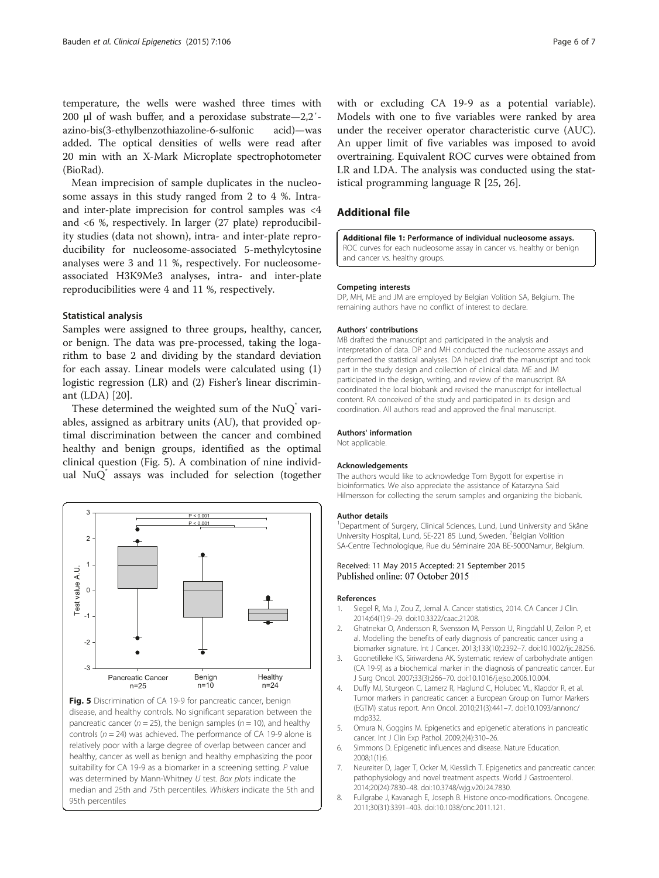temperature, the wells were washed three times with 200 µl of wash buffer, and a peroxidase substrate—2,2′-azino-bis(3-ethylbenzothiazoline-6-sulfonic acid)—was added. The optical densities of wells were read after 20 min with an X-Mark Microplate spectrophotometer (BioRad).

Mean imprecision of sample duplicates in the nucleosome assays in this study ranged from 2 to 4 %. Intra- and inter-plate imprecision for control samples was <4 and <6 %, respectively. In larger (27 plate) reproducibility studies (data not shown), intra- and inter-plate reproducibility for nucleosome-associated 5-methylcytosine analyses were 3 and 11 %, respectively. For nucleosome-associated H3K9Me3 analyses, intra- and inter-plate reproducibilities were 4 and 11 %, respectively.

### Statistical analysis

Samples were assigned to three groups, healthy, cancer, or benign. The data was pre-processed, taking the logarithm to base 2 and dividing by the standard deviation for each assay. Linear models were calculated using (1) logistic regression (LR) and (2) Fisher's linear discriminant (LDA) [20].

These determined the weighted sum of the NuQ® variables, assigned as arbitrary units (AU), that provided optimal discrimination between the cancer and combined healthy and benign groups, identified as the optimal clinical question (Fig. 5). A combination of nine individual NuQ® assays was included for selection (together with or excluding CA 19-9 as a potential variable). Models with one to five variables were ranked by area under the receiver operator characteristic curve (AUC). An upper limit of five variables was imposed to avoid overtraining. Equivalent ROC curves were obtained from LR and LDA. The analysis was conducted using the statistical programming language R [25, 26].

**Fig. 5** Discrimination of CA 19-9 for pancreatic cancer, benign disease, and healthy controls. No significant separation between the pancreatic cancer ($n = 25$), the benign samples ($n = 10$), and healthy controls ($n = 24$) was achieved. The performance of CA 19-9 alone is relatively poor with a large degree of overlap between cancer and healthy, cancer as well as benign and healthy emphasizing the poor suitability for CA 19-9 as a biomarker in a screening setting. *P* value was determined by Mann-Whitney *U* test. *Box plots* indicate the median and 25th and 75th percentiles. *Whiskers* indicate the 5th and 95th percentiles

## Additional file

**Additional file 1: Performance of individual nucleosome assays.** ROC curves for each nucleosome assay in cancer vs. healthy or benign and cancer vs. healthy groups.

#### Competing interests

DP, MH, ME and JM are employed by Belgian Volition SA, Belgium. The remaining authors have no conflict of interest to declare.

#### Authors' contributions

MB drafted the manuscript and participated in the analysis and interpretation of data. DP and MH conducted the nucleosome assays and performed the statistical analyses. DA helped draft the manuscript and took part in the study design and collection of clinical data. ME and JM participated in the design, writing, and review of the manuscript. BA coordinated the local biobank and revised the manuscript for intellectual content. RA conceived of the study and participated in its design and coordination. All authors read and approved the final manuscript.

#### Authors' information

Not applicable.

#### Acknowledgements

The authors would like to acknowledge Tom Bygott for expertise in bioinformatics. We also appreciate the assistance of Katarzyna Said Hilmersson for collecting the serum samples and organizing the biobank.

#### Author details

[1]Department of Surgery, Clinical Sciences, Lund, Lund University and Skåne University Hospital, Lund, SE-221 85 Lund, Sweden. [2]Belgian Volition SA-Centre Technologique, Rue du Séminaire 20A BE-5000Namur, Belgium.

Received: 11 May 2015 Accepted: 21 September 2015
Published online: 07 October 2015

#### References

1. Siegel R, Ma J, Zou Z, Jemal A. Cancer statistics, 2014. CA Cancer J Clin. 2014;64(1):9–29. doi:10.3322/caac.21208.
2. Ghatnekar O, Andersson R, Svensson M, Persson U, Ringdahl U, Zeilon P, et al. Modelling the benefits of early diagnosis of pancreatic cancer using a biomarker signature. Int J Cancer. 2013;133(10):2392–7. doi:10.1002/ijc.28256.
3. Goonetilleke KS, Siriwardena AK. Systematic review of carbohydrate antigen (CA 19-9) as a biochemical marker in the diagnosis of pancreatic cancer. Eur J Surg Oncol. 2007;33(3):266–70. doi:10.1016/j.ejso.2006.10.004.
4. Duffy MJ, Sturgeon C, Lamerz R, Haglund C, Holubec VL, Klapdor R, et al. Tumor markers in pancreatic cancer: a European Group on Tumor Markers (EGTM) status report. Ann Oncol. 2010;21(3):441–7. doi:10.1093/annonc/mdp332.
5. Omura N, Goggins M. Epigenetics and epigenetic alterations in pancreatic cancer. Int J Clin Exp Pathol. 2009;2(4):310–26.
6. Simmons D. Epigenetic influences and disease. Nature Education. 2008;1(1):6.
7. Neureiter D, Jager T, Ocker M, Kiesslich T. Epigenetics and pancreatic cancer: pathophysiology and novel treatment aspects. World J Gastroenterol. 2014;20(24):7830–48. doi:10.3748/wjg.v20.i24.7830.
8. Fullgrabe J, Kavanagh E, Joseph B. Histone onco-modifications. Oncogene. 2011;30(31):3391–403. doi:10.1038/onc.2011.121.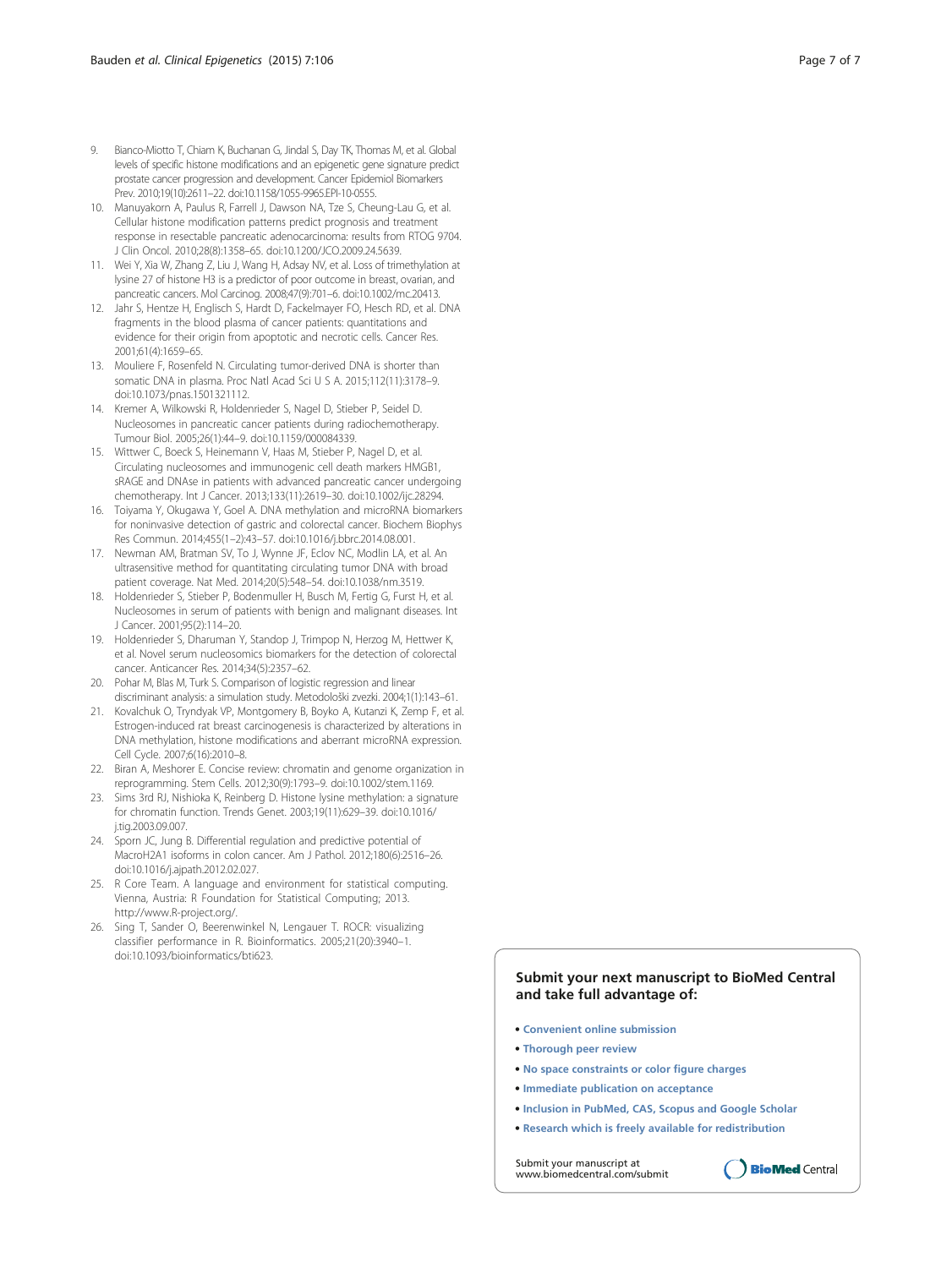9. Bianco-Miotto T, Chiam K, Buchanan G, Jindal S, Day TK, Thomas M, et al. Global levels of specific histone modifications and an epigenetic gene signature predict prostate cancer progression and development. Cancer Epidemiol Biomarkers Prev. 2010;19(10):2611–22. doi:10.1158/1055-9965.EPI-10-0555.
10. Manuyakorn A, Paulus R, Farrell J, Dawson NA, Tze S, Cheung-Lau G, et al. Cellular histone modification patterns predict prognosis and treatment response in resectable pancreatic adenocarcinoma: results from RTOG 9704. J Clin Oncol. 2010;28(8):1358–65. doi:10.1200/JCO.2009.24.5639.
11. Wei Y, Xia W, Zhang Z, Liu J, Wang H, Adsay NV, et al. Loss of trimethylation at lysine 27 of histone H3 is a predictor of poor outcome in breast, ovarian, and pancreatic cancers. Mol Carcinog. 2008;47(9):701–6. doi:10.1002/mc.20413.
12. Jahr S, Hentze H, Englisch S, Hardt D, Fackelmayer FO, Hesch RD, et al. DNA fragments in the blood plasma of cancer patients: quantitations and evidence for their origin from apoptotic and necrotic cells. Cancer Res. 2001;61(4):1659–65.
13. Mouliere F, Rosenfeld N. Circulating tumor-derived DNA is shorter than somatic DNA in plasma. Proc Natl Acad Sci U S A. 2015;112(11):3178–9. doi:10.1073/pnas.1501321112.
14. Kremer A, Wilkowski R, Holdenrieder S, Nagel D, Stieber P, Seidel D. Nucleosomes in pancreatic cancer patients during radiochemotherapy. Tumour Biol. 2005;26(1):44–9. doi:10.1159/000084339.
15. Wittwer C, Boeck S, Heinemann V, Haas M, Stieber P, Nagel D, et al. Circulating nucleosomes and immunogenic cell death markers HMGB1, sRAGE and DNAse in patients with advanced pancreatic cancer undergoing chemotherapy. Int J Cancer. 2013;133(11):2619–30. doi:10.1002/ijc.28294.
16. Toiyama Y, Okugawa Y, Goel A. DNA methylation and microRNA biomarkers for noninvasive detection of gastric and colorectal cancer. Biochem Biophys Res Commun. 2014;455(1–2):43–57. doi:10.1016/j.bbrc.2014.08.001.
17. Newman AM, Bratman SV, To J, Wynne JF, Eclov NC, Modlin LA, et al. An ultrasensitive method for quantitating circulating tumor DNA with broad patient coverage. Nat Med. 2014;20(5):548–54. doi:10.1038/nm.3519.
18. Holdenrieder S, Stieber P, Bodenmuller H, Busch M, Fertig G, Furst H, et al. Nucleosomes in serum of patients with benign and malignant diseases. Int J Cancer. 2001;95(2):114–20.
19. Holdenrieder S, Dharuman Y, Standop J, Trimpop N, Herzog M, Hettwer K, et al. Novel serum nucleosomics biomarkers for the detection of colorectal cancer. Anticancer Res. 2014;34(5):2357–62.
20. Pohar M, Blas M, Turk S. Comparison of logistic regression and linear discriminant analysis: a simulation study. Metodološki zvezki. 2004;1(1):143–61.
21. Kovalchuk O, Tryndyak VP, Montgomery B, Boyko A, Kutanzi K, Zemp F, et al. Estrogen-induced rat breast carcinogenesis is characterized by alterations in DNA methylation, histone modifications and aberrant microRNA expression. Cell Cycle. 2007;6(16):2010–8.
22. Biran A, Meshorer E. Concise review: chromatin and genome organization in reprogramming. Stem Cells. 2012;30(9):1793–9. doi:10.1002/stem.1169.
23. Sims 3rd RJ, Nishioka K, Reinberg D. Histone lysine methylation: a signature for chromatin function. Trends Genet. 2003;19(11):629–39. doi:10.1016/j.tig.2003.09.007.
24. Sporn JC, Jung B. Differential regulation and predictive potential of MacroH2A1 isoforms in colon cancer. Am J Pathol. 2012;180(6):2516–26. doi:10.1016/j.ajpath.2012.02.027.
25. R Core Team. A language and environment for statistical computing. Vienna, Austria: R Foundation for Statistical Computing; 2013. http://www.R-project.org/.
26. Sing T, Sander O, Beerenwinkel N, Lengauer T. ROCR: visualizing classifier performance in R. Bioinformatics. 2005;21(20):3940–1. doi:10.1093/bioinformatics/bti623.

**Submit your next manuscript to BioMed Central and take full advantage of:**

- **Convenient online submission**
- **Thorough peer review**
- **No space constraints or color figure charges**
- **Immediate publication on acceptance**
- **Inclusion in PubMed, CAS, Scopus and Google Scholar**
- **Research which is freely available for redistribution**

Submit your manuscript at
www.biomedcentral.com/submit

BioMed Central